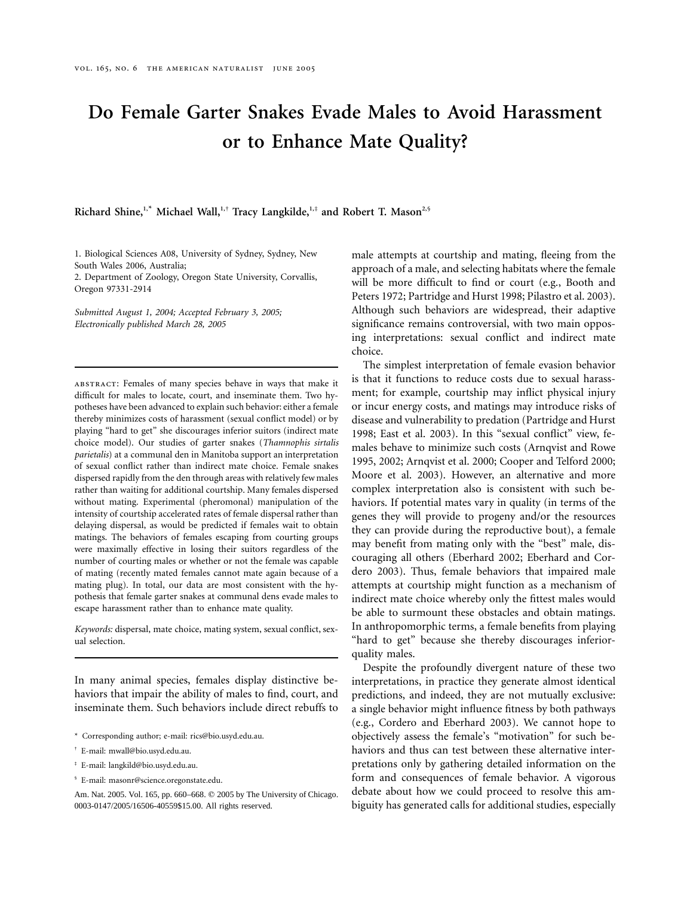# Do Female Garter Snakes Evade Males to Avoid Harassment or to Enhance Mate Quality?

**Richard Shine,[1,*] Michael Wall,[1,†] Tracy Langkilde,[1,‡] and Robert T. Mason[2,§]**

1. Biological Sciences A08, University of Sydney, Sydney, New South Wales 2006, Australia;
2. Department of Zoology, Oregon State University, Corvallis, Oregon 97331-2914

*Submitted August 1, 2004; Accepted February 3, 2005; Electronically published March 28, 2005*

---

abstract: Females of many species behave in ways that make it difficult for males to locate, court, and inseminate them. Two hypotheses have been advanced to explain such behavior: either a female thereby minimizes costs of harassment (sexual conflict model) or by playing "hard to get" she discourages inferior suitors (indirect mate choice model). Our studies of garter snakes (*Thamnophis sirtalis parietalis*) at a communal den in Manitoba support an interpretation of sexual conflict rather than indirect mate choice. Female snakes dispersed rapidly from the den through areas with relatively few males rather than waiting for additional courtship. Many females dispersed without mating. Experimental (pheromonal) manipulation of the intensity of courtship accelerated rates of female dispersal rather than delaying dispersal, as would be predicted if females wait to obtain matings. The behaviors of females escaping from courting groups were maximally effective in losing their suitors regardless of the number of courting males or whether or not the female was capable of mating (recently mated females cannot mate again because of a mating plug). In total, our data are most consistent with the hypothesis that female garter snakes at communal dens evade males to escape harassment rather than to enhance mate quality.

*Keywords:* dispersal, mate choice, mating system, sexual conflict, sexual selection.

---

In many animal species, females display distinctive behaviors that impair the ability of males to find, court, and inseminate them. Such behaviors include direct rebuffs to male attempts at courtship and mating, fleeing from the approach of a male, and selecting habitats where the female will be more difficult to find or court (e.g., Booth and Peters 1972; Partridge and Hurst 1998; Pilastro et al. 2003). Although such behaviors are widespread, their adaptive significance remains controversial, with two main opposing interpretations: sexual conflict and indirect mate choice.

The simplest interpretation of female evasion behavior is that it functions to reduce costs due to sexual harassment; for example, courtship may inflict physical injury or incur energy costs, and matings may introduce risks of disease and vulnerability to predation (Partridge and Hurst 1998; East et al. 2003). In this "sexual conflict" view, females behave to minimize such costs (Arnqvist and Rowe 1995, 2002; Arnqvist et al. 2000; Cooper and Telford 2000; Moore et al. 2003). However, an alternative and more complex interpretation also is consistent with such behaviors. If potential mates vary in quality (in terms of the genes they will provide to progeny and/or the resources they can provide during the reproductive bout), a female may benefit from mating only with the "best" male, discouraging all others (Eberhard 2002; Eberhard and Cordero 2003). Thus, female behaviors that impaired male attempts at courtship might function as a mechanism of indirect mate choice whereby only the fittest males would be able to surmount these obstacles and obtain matings. In anthropomorphic terms, a female benefits from playing "hard to get" because she thereby discourages inferior-quality males.

Despite the profoundly divergent nature of these two interpretations, in practice they generate almost identical predictions, and indeed, they are not mutually exclusive: a single behavior might influence fitness by both pathways (e.g., Cordero and Eberhard 2003). We cannot hope to objectively assess the female's "motivation" for such behaviors and thus can test between these alternative interpretations only by gathering detailed information on the form and consequences of female behavior. A vigorous debate about how we could proceed to resolve this ambiguity has generated calls for additional studies, especially

---

\* Corresponding author; e-mail: rics@bio.usyd.edu.au.

† E-mail: mwall@bio.usyd.edu.au.

‡ E-mail: langkild@bio.usyd.edu.au.

§ E-mail: masonr@science.oregonstate.edu.

Am. Nat. 2005. Vol. 165, pp. 660–668. © 2005 by The University of Chicago. 0003-0147/2005/16506-40559$15.00. All rights reserved.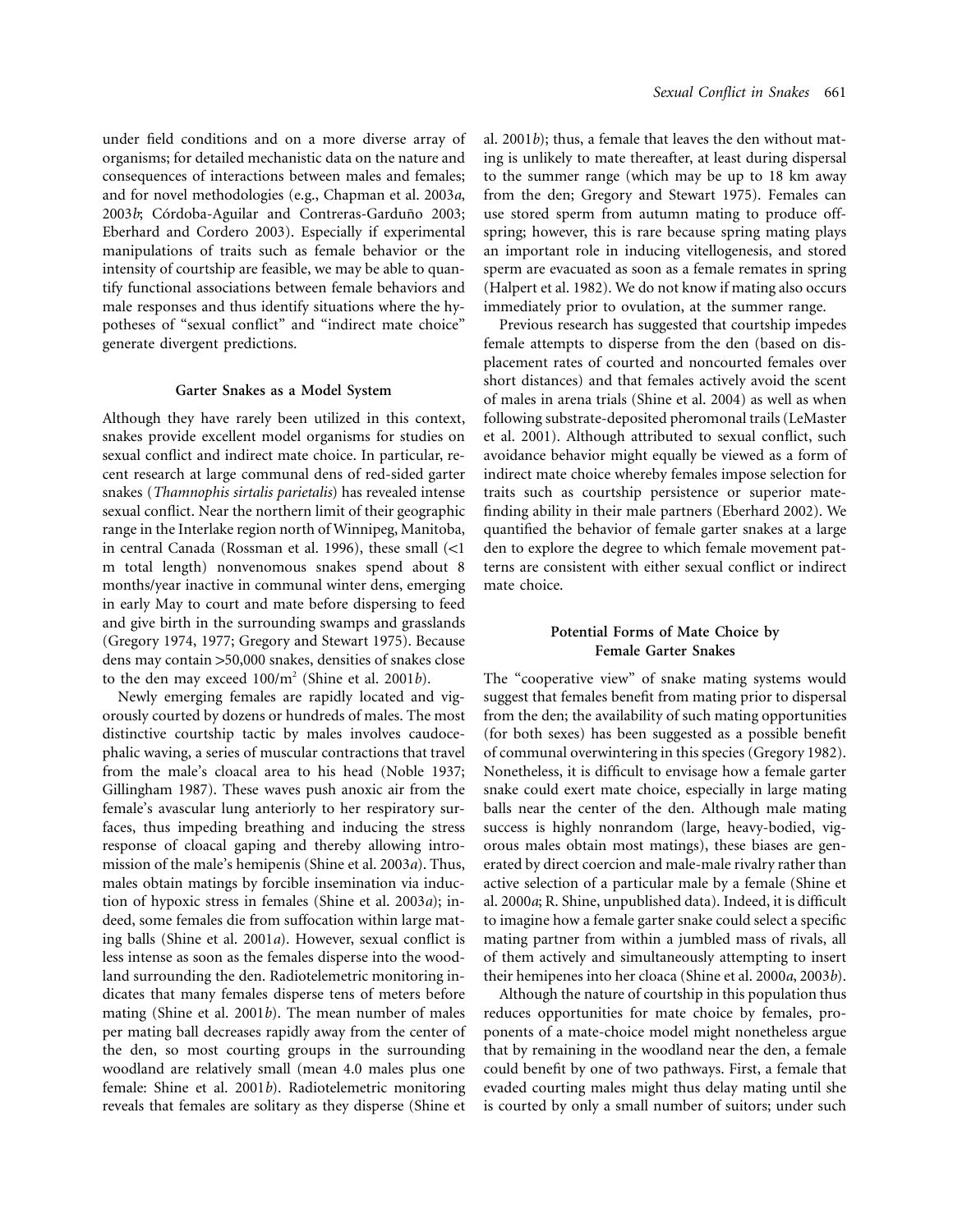under field conditions and on a more diverse array of organisms; for detailed mechanistic data on the nature and consequences of interactions between males and females; and for novel methodologies (e.g., Chapman et al. 2003*a*, 2003*b*; Córdoba-Aguilar and Contreras-Garduño 2003; Eberhard and Cordero 2003). Especially if experimental manipulations of traits such as female behavior or the intensity of courtship are feasible, we may be able to quantify functional associations between female behaviors and male responses and thus identify situations where the hypotheses of "sexual conflict" and "indirect mate choice" generate divergent predictions.

## Garter Snakes as a Model System

Although they have rarely been utilized in this context, snakes provide excellent model organisms for studies on sexual conflict and indirect mate choice. In particular, recent research at large communal dens of red-sided garter snakes (*Thamnophis sirtalis parietalis*) has revealed intense sexual conflict. Near the northern limit of their geographic range in the Interlake region north of Winnipeg, Manitoba, in central Canada (Rossman et al. 1996), these small (<1 m total length) nonvenomous snakes spend about 8 months/year inactive in communal winter dens, emerging in early May to court and mate before dispersing to feed and give birth in the surrounding swamps and grasslands (Gregory 1974, 1977; Gregory and Stewart 1975). Because dens may contain >50,000 snakes, densities of snakes close to the den may exceed $100/m^2$ (Shine et al. 2001*b*).

Newly emerging females are rapidly located and vigorously courted by dozens or hundreds of males. The most distinctive courtship tactic by males involves caudocephalic waving, a series of muscular contractions that travel from the male's cloacal area to his head (Noble 1937; Gillingham 1987). These waves push anoxic air from the female's avascular lung anteriorly to her respiratory surfaces, thus impeding breathing and inducing the stress response of cloacal gaping and thereby allowing intromission of the male's hemipenis (Shine et al. 2003*a*). Thus, males obtain matings by forcible insemination via induction of hypoxic stress in females (Shine et al. 2003*a*); indeed, some females die from suffocation within large mating balls (Shine et al. 2001*a*). However, sexual conflict is less intense as soon as the females disperse into the woodland surrounding the den. Radiotelemetric monitoring indicates that many females disperse tens of meters before mating (Shine et al. 2001*b*). The mean number of males per mating ball decreases rapidly away from the center of the den, so most courting groups in the surrounding woodland are relatively small (mean 4.0 males plus one female: Shine et al. 2001*b*). Radiotelemetric monitoring reveals that females are solitary as they disperse (Shine et al. 2001*b*); thus, a female that leaves the den without mating is unlikely to mate thereafter, at least during dispersal to the summer range (which may be up to 18 km away from the den; Gregory and Stewart 1975). Females can use stored sperm from autumn mating to produce offspring; however, this is rare because spring mating plays an important role in inducing vitellogenesis, and stored sperm are evacuated as soon as a female remates in spring (Halpert et al. 1982). We do not know if mating also occurs immediately prior to ovulation, at the summer range.

Previous research has suggested that courtship impedes female attempts to disperse from the den (based on displacement rates of courted and noncourted females over short distances) and that females actively avoid the scent of males in arena trials (Shine et al. 2004) as well as when following substrate-deposited pheromonal trails (LeMaster et al. 2001). Although attributed to sexual conflict, such avoidance behavior might equally be viewed as a form of indirect mate choice whereby females impose selection for traits such as courtship persistence or superior mate-finding ability in their male partners (Eberhard 2002). We quantified the behavior of female garter snakes at a large den to explore the degree to which female movement patterns are consistent with either sexual conflict or indirect mate choice.

## Potential Forms of Mate Choice by Female Garter Snakes

The "cooperative view" of snake mating systems would suggest that females benefit from mating prior to dispersal from the den; the availability of such mating opportunities (for both sexes) has been suggested as a possible benefit of communal overwintering in this species (Gregory 1982). Nonetheless, it is difficult to envisage how a female garter snake could exert mate choice, especially in large mating balls near the center of the den. Although male mating success is highly nonrandom (large, heavy-bodied, vigorous males obtain most matings), these biases are generated by direct coercion and male-male rivalry rather than active selection of a particular male by a female (Shine et al. 2000*a*; R. Shine, unpublished data). Indeed, it is difficult to imagine how a female garter snake could select a specific mating partner from within a jumbled mass of rivals, all of them actively and simultaneously attempting to insert their hemipenes into her cloaca (Shine et al. 2000*a*, 2003*b*).

Although the nature of courtship in this population thus reduces opportunities for mate choice by females, proponents of a mate-choice model might nonetheless argue that by remaining in the woodland near the den, a female could benefit by one of two pathways. First, a female that evaded courting males might thus delay mating until she is courted by only a small number of suitors; under such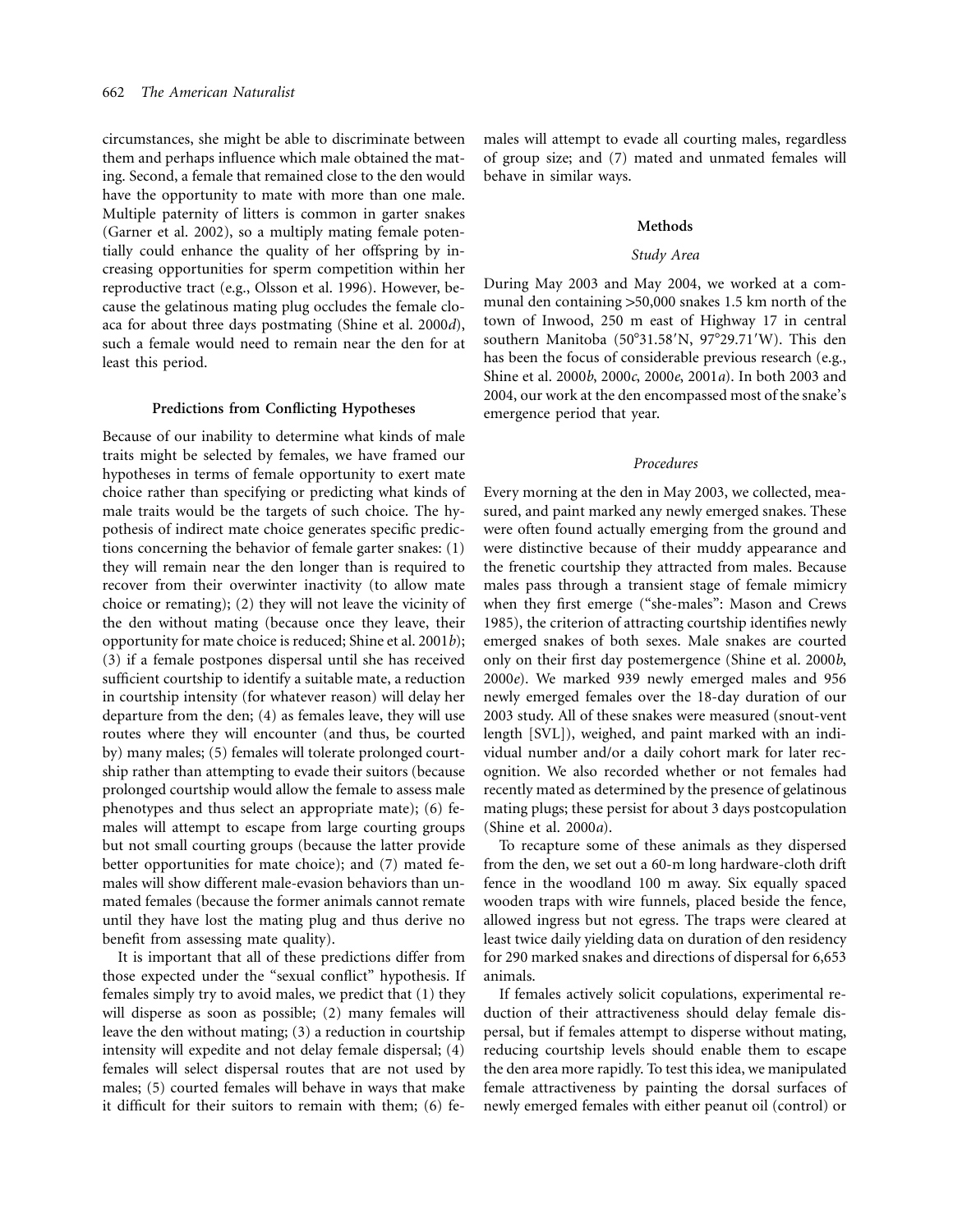circumstances, she might be able to discriminate between them and perhaps influence which male obtained the mating. Second, a female that remained close to the den would have the opportunity to mate with more than one male. Multiple paternity of litters is common in garter snakes (Garner et al. 2002), so a multiply mating female potentially could enhance the quality of her offspring by increasing opportunities for sperm competition within her reproductive tract (e.g., Olsson et al. 1996). However, because the gelatinous mating plug occludes the female cloaca for about three days postmating (Shine et al. 2000*d*), such a female would need to remain near the den for at least this period.

## Predictions from Conflicting Hypotheses

Because of our inability to determine what kinds of male traits might be selected by females, we have framed our hypotheses in terms of female opportunity to exert mate choice rather than specifying or predicting what kinds of male traits would be the targets of such choice. The hypothesis of indirect mate choice generates specific predictions concerning the behavior of female garter snakes: (1) they will remain near the den longer than is required to recover from their overwinter inactivity (to allow mate choice or remating); (2) they will not leave the vicinity of the den without mating (because once they leave, their opportunity for mate choice is reduced; Shine et al. 2001*b*); (3) if a female postpones dispersal until she has received sufficient courtship to identify a suitable mate, a reduction in courtship intensity (for whatever reason) will delay her departure from the den; (4) as females leave, they will use routes where they will encounter (and thus, be courted by) many males; (5) females will tolerate prolonged courtship rather than attempting to evade their suitors (because prolonged courtship would allow the female to assess male phenotypes and thus select an appropriate mate); (6) females will attempt to escape from large courting groups but not small courting groups (because the latter provide better opportunities for mate choice); and (7) mated females will show different male-evasion behaviors than unmated females (because the former animals cannot remate until they have lost the mating plug and thus derive no benefit from assessing mate quality).

It is important that all of these predictions differ from those expected under the "sexual conflict" hypothesis. If females simply try to avoid males, we predict that (1) they will disperse as soon as possible; (2) many females will leave the den without mating; (3) a reduction in courtship intensity will expedite and not delay female dispersal; (4) females will select dispersal routes that are not used by males; (5) courted females will behave in ways that make it difficult for their suitors to remain with them; (6) females will attempt to evade all courting males, regardless of group size; and (7) mated and unmated females will behave in similar ways.

## Methods

### *Study Area*

During May 2003 and May 2004, we worked at a communal den containing >50,000 snakes 1.5 km north of the town of Inwood, 250 m east of Highway 17 in central southern Manitoba (50°31.58′N, 97°29.71′W). This den has been the focus of considerable previous research (e.g., Shine et al. 2000*b*, 2000*c*, 2000*e*, 2001*a*). In both 2003 and 2004, our work at the den encompassed most of the snake's emergence period that year.

### *Procedures*

Every morning at the den in May 2003, we collected, measured, and paint marked any newly emerged snakes. These were often found actually emerging from the ground and were distinctive because of their muddy appearance and the frenetic courtship they attracted from males. Because males pass through a transient stage of female mimicry when they first emerge ("she-males": Mason and Crews 1985), the criterion of attracting courtship identifies newly emerged snakes of both sexes. Male snakes are courted only on their first day postemergence (Shine et al. 2000*b*, 2000*e*). We marked 939 newly emerged males and 956 newly emerged females over the 18-day duration of our 2003 study. All of these snakes were measured (snout-vent length [SVL]), weighed, and paint marked with an individual number and/or a daily cohort mark for later recognition. We also recorded whether or not females had recently mated as determined by the presence of gelatinous mating plugs; these persist for about 3 days postcopulation (Shine et al. 2000*a*).

To recapture some of these animals as they dispersed from the den, we set out a 60-m long hardware-cloth drift fence in the woodland 100 m away. Six equally spaced wooden traps with wire funnels, placed beside the fence, allowed ingress but not egress. The traps were cleared at least twice daily yielding data on duration of den residency for 290 marked snakes and directions of dispersal for 6,653 animals.

If females actively solicit copulations, experimental reduction of their attractiveness should delay female dispersal, but if females attempt to disperse without mating, reducing courtship levels should enable them to escape the den area more rapidly. To test this idea, we manipulated female attractiveness by painting the dorsal surfaces of newly emerged females with either peanut oil (control) or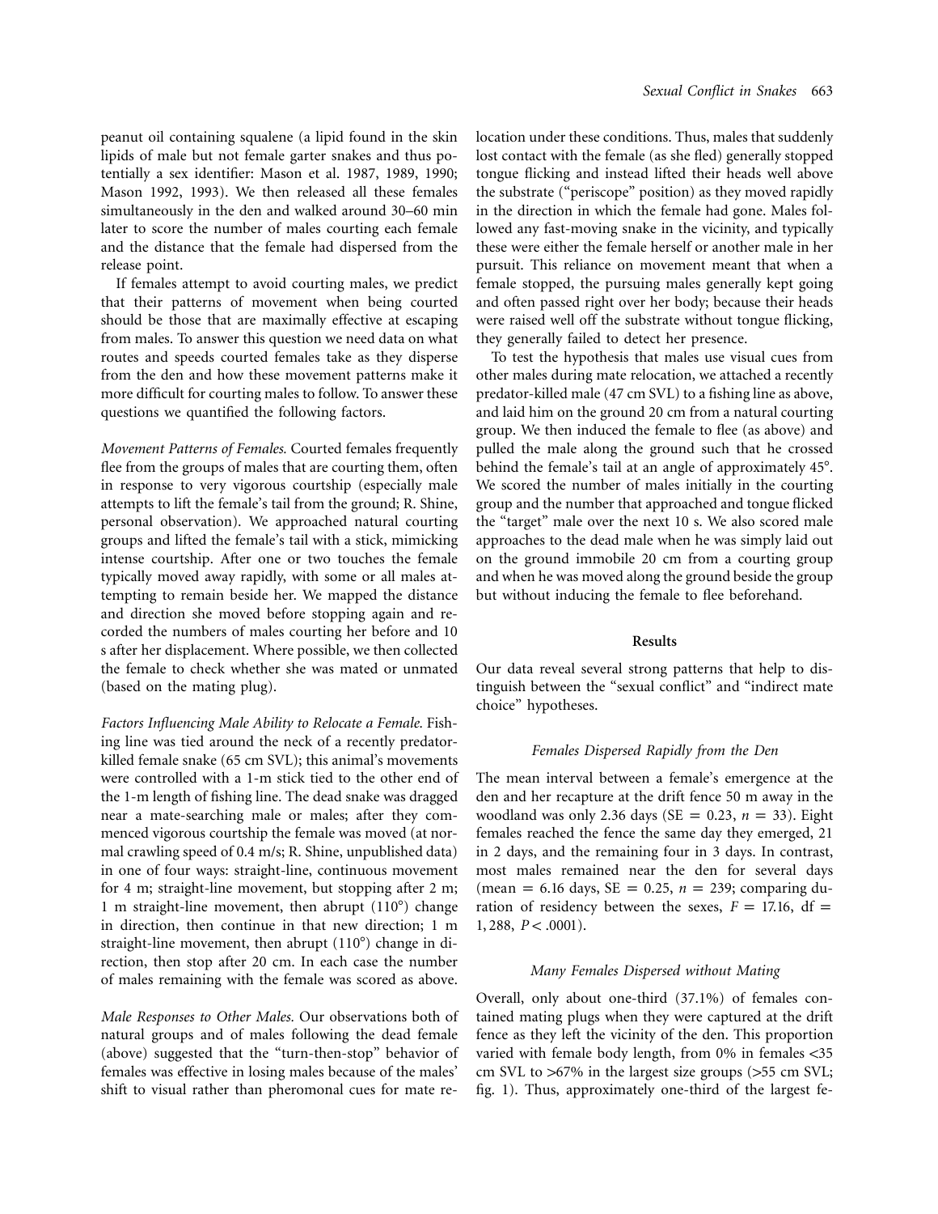peanut oil containing squalene (a lipid found in the skin lipids of male but not female garter snakes and thus potentially a sex identifier: Mason et al. 1987, 1989, 1990; Mason 1992, 1993). We then released all these females simultaneously in the den and walked around 30–60 min later to score the number of males courting each female and the distance that the female had dispersed from the release point.

If females attempt to avoid courting males, we predict that their patterns of movement when being courted should be those that are maximally effective at escaping from males. To answer this question we need data on what routes and speeds courted females take as they disperse from the den and how these movement patterns make it more difficult for courting males to follow. To answer these questions we quantified the following factors.

*Movement Patterns of Females.* Courted females frequently flee from the groups of males that are courting them, often in response to very vigorous courtship (especially male attempts to lift the female's tail from the ground; R. Shine, personal observation). We approached natural courting groups and lifted the female's tail with a stick, mimicking intense courtship. After one or two touches the female typically moved away rapidly, with some or all males attempting to remain beside her. We mapped the distance and direction she moved before stopping again and recorded the numbers of males courting her before and 10 s after her displacement. Where possible, we then collected the female to check whether she was mated or unmated (based on the mating plug).

*Factors Influencing Male Ability to Relocate a Female.* Fishing line was tied around the neck of a recently predator-killed female snake (65 cm SVL); this animal's movements were controlled with a 1-m stick tied to the other end of the 1-m length of fishing line. The dead snake was dragged near a mate-searching male or males; after they commenced vigorous courtship the female was moved (at normal crawling speed of 0.4 m/s; R. Shine, unpublished data) in one of four ways: straight-line, continuous movement for 4 m; straight-line movement, but stopping after 2 m; 1 m straight-line movement, then abrupt (110°) change in direction, then continue in that new direction; 1 m straight-line movement, then abrupt (110°) change in direction, then stop after 20 cm. In each case the number of males remaining with the female was scored as above.

*Male Responses to Other Males.* Our observations both of natural groups and of males following the dead female (above) suggested that the "turn-then-stop" behavior of females was effective in losing males because of the males' shift to visual rather than pheromonal cues for mate relocation under these conditions. Thus, males that suddenly lost contact with the female (as she fled) generally stopped tongue flicking and instead lifted their heads well above the substrate ("periscope" position) as they moved rapidly in the direction in which the female had gone. Males followed any fast-moving snake in the vicinity, and typically these were either the female herself or another male in her pursuit. This reliance on movement meant that when a female stopped, the pursuing males generally kept going and often passed right over her body; because their heads were raised well off the substrate without tongue flicking, they generally failed to detect her presence.

To test the hypothesis that males use visual cues from other males during mate relocation, we attached a recently predator-killed male (47 cm SVL) to a fishing line as above, and laid him on the ground 20 cm from a natural courting group. We then induced the female to flee (as above) and pulled the male along the ground such that he crossed behind the female's tail at an angle of approximately 45°. We scored the number of males initially in the courting group and the number that approached and tongue flicked the "target" male over the next 10 s. We also scored male approaches to the dead male when he was simply laid out on the ground immobile 20 cm from a courting group and when he was moved along the ground beside the group but without inducing the female to flee beforehand.

## Results

Our data reveal several strong patterns that help to distinguish between the "sexual conflict" and "indirect mate choice" hypotheses.

### *Females Dispersed Rapidly from the Den*

The mean interval between a female's emergence at the den and her recapture at the drift fence 50 m away in the woodland was only 2.36 days (SE $= 0.23$, $n = 33$). Eight females reached the fence the same day they emerged, 21 in 2 days, and the remaining four in 3 days. In contrast, most males remained near the den for several days (mean $= 6.16$ days, SE $= 0.25$, $n = 239$; comparing duration of residency between the sexes, $F = 17.16$, df $= 1, 288$, $P < .0001$).

### *Many Females Dispersed without Mating*

Overall, only about one-third (37.1%) of females contained mating plugs when they were captured at the drift fence as they left the vicinity of the den. This proportion varied with female body length, from 0% in females <35 cm SVL to >67% in the largest size groups (>55 cm SVL; fig. 1). Thus, approximately one-third of the largest fe-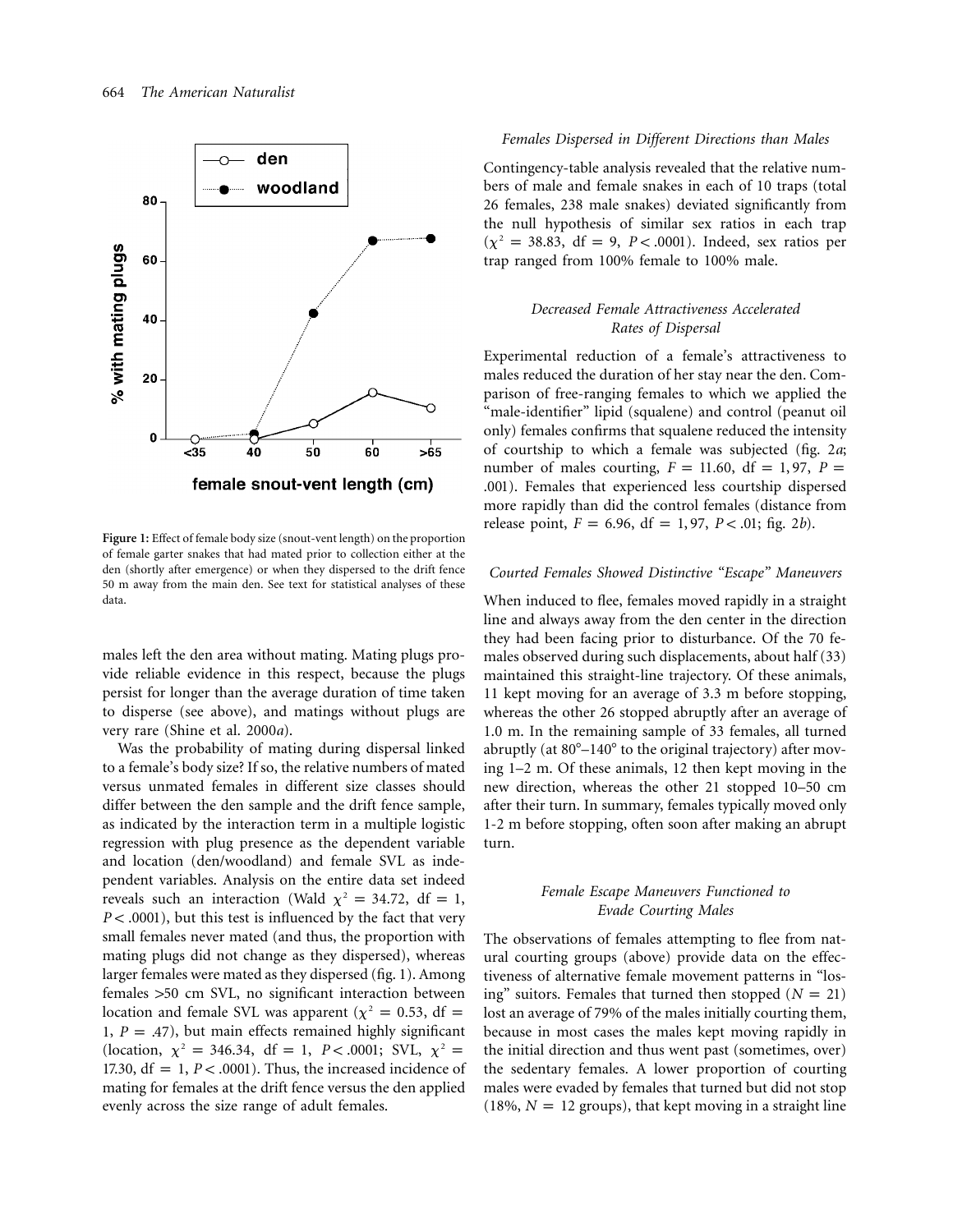Figure 1: Effect of female body size (snout-vent length) on the proportion of female garter snakes that had mated prior to collection either at the den (shortly after emergence) or when they dispersed to the drift fence 50 m away from the main den. See text for statistical analyses of these data.

males left the den area without mating. Mating plugs provide reliable evidence in this respect, because the plugs persist for longer than the average duration of time taken to disperse (see above), and matings without plugs are very rare (Shine et al. 2000*a*).

Was the probability of mating during dispersal linked to a female's body size? If so, the relative numbers of mated versus unmated females in different size classes should differ between the den sample and the drift fence sample, as indicated by the interaction term in a multiple logistic regression with plug presence as the dependent variable and location (den/woodland) and female SVL as independent variables. Analysis on the entire data set indeed reveals such an interaction (Wald $\chi^2 = 34.72$, df $= 1$, $P < .0001$), but this test is influenced by the fact that very small females never mated (and thus, the proportion with mating plugs did not change as they dispersed), whereas larger females were mated as they dispersed (fig. 1). Among females >50 cm SVL, no significant interaction between location and female SVL was apparent ($\chi^2 = 0.53$, df $= 1$, $P = .47$), but main effects remained highly significant (location, $\chi^2 = 346.34$, df $= 1$, $P < .0001$; SVL, $\chi^2 = 17.30$, df $= 1$, $P < .0001$). Thus, the increased incidence of mating for females at the drift fence versus the den applied evenly across the size range of adult females.

### *Females Dispersed in Different Directions than Males*

Contingency-table analysis revealed that the relative numbers of male and female snakes in each of 10 traps (total 26 females, 238 male snakes) deviated significantly from the null hypothesis of similar sex ratios in each trap ($\chi^2 = 38.83$, df $= 9$, $P < .0001$). Indeed, sex ratios per trap ranged from 100% female to 100% male.

### *Decreased Female Attractiveness Accelerated Rates of Dispersal*

Experimental reduction of a female's attractiveness to males reduced the duration of her stay near the den. Comparison of free-ranging females to which we applied the "male-identifier" lipid (squalene) and control (peanut oil only) females confirms that squalene reduced the intensity of courtship to which a female was subjected (fig. 2*a*; number of males courting, $F = 11.60$, df $= 1, 97$, $P = .001$). Females that experienced less courtship dispersed more rapidly than did the control females (distance from release point, $F = 6.96$, df $= 1, 97$, $P < .01$; fig. 2*b*).

### *Courted Females Showed Distinctive "Escape" Maneuvers*

When induced to flee, females moved rapidly in a straight line and always away from the den center in the direction they had been facing prior to disturbance. Of the 70 females observed during such displacements, about half (33) maintained this straight-line trajectory. Of these animals, 11 kept moving for an average of 3.3 m before stopping, whereas the other 26 stopped abruptly after an average of 1.0 m. In the remaining sample of 33 females, all turned abruptly (at 80°–140° to the original trajectory) after moving 1–2 m. Of these animals, 12 then kept moving in the new direction, whereas the other 21 stopped 10–50 cm after their turn. In summary, females typically moved only 1-2 m before stopping, often soon after making an abrupt turn.

### *Female Escape Maneuvers Functioned to Evade Courting Males*

The observations of females attempting to flee from natural courting groups (above) provide data on the effectiveness of alternative female movement patterns in "losing" suitors. Females that turned then stopped ($N = 21$) lost an average of 79% of the males initially courting them, because in most cases the males kept moving rapidly in the initial direction and thus went past (sometimes, over) the sedentary females. A lower proportion of courting males were evaded by females that turned but did not stop (18%, $N = 12$ groups), that kept moving in a straight line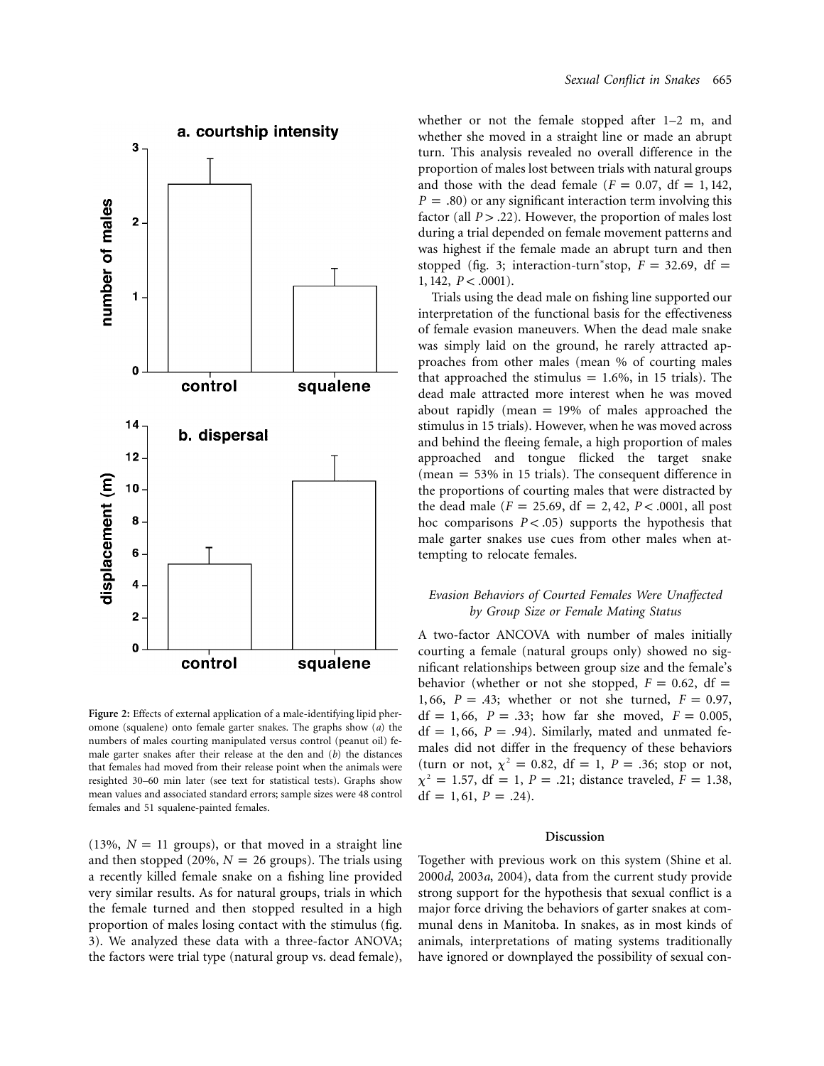Figure 2: Effects of external application of a male-identifying lipid pheromone (squalene) onto female garter snakes. The graphs show (*a*) the numbers of males courting manipulated versus control (peanut oil) female garter snakes after their release at the den and (*b*) the distances that females had moved from their release point when the animals were resighted 30–60 min later (see text for statistical tests). Graphs show mean values and associated standard errors; sample sizes were 48 control females and 51 squalene-painted females.

(13%, $N = 11$ groups), or that moved in a straight line and then stopped (20%, $N = 26$ groups). The trials using a recently killed female snake on a fishing line provided very similar results. As for natural groups, trials in which the female turned and then stopped resulted in a high proportion of males losing contact with the stimulus (fig. 3). We analyzed these data with a three-factor ANOVA; the factors were trial type (natural group vs. dead female), whether or not the female stopped after 1–2 m, and whether she moved in a straight line or made an abrupt turn. This analysis revealed no overall difference in the proportion of males lost between trials with natural groups and those with the dead female ($F = 0.07$, $\mathrm{df} = 1, 142$, $P = .80$) or any significant interaction term involving this factor (all $P > .22$). However, the proportion of males lost during a trial depended on female movement patterns and was highest if the female made an abrupt turn and then stopped (fig. 3; interaction-turn*stop, $F = 32.69$, $\mathrm{df} = 1, 142$, $P < .0001$).

Trials using the dead male on fishing line supported our interpretation of the functional basis for the effectiveness of female evasion maneuvers. When the dead male snake was simply laid on the ground, he rarely attracted approaches from other males (mean % of courting males that approached the stimulus = 1.6%, in 15 trials). The dead male attracted more interest when he was moved about rapidly (mean = 19% of males approached the stimulus in 15 trials). However, when he was moved across and behind the fleeing female, a high proportion of males approached and tongue flicked the target snake (mean = 53% in 15 trials). The consequent difference in the proportions of courting males that were distracted by the dead male ($F = 25.69$, $\mathrm{df} = 2, 42$, $P < .0001$, all post hoc comparisons $P < .05$) supports the hypothesis that male garter snakes use cues from other males when attempting to relocate females.

### *Evasion Behaviors of Courted Females Were Unaffected by Group Size or Female Mating Status*

A two-factor ANCOVA with number of males initially courting a female (natural groups only) showed no significant relationships between group size and the female's behavior (whether or not she stopped, $F = 0.62$, $\mathrm{df} = 1, 66$, $P = .43$; whether or not she turned, $F = 0.97$, $\mathrm{df} = 1, 66$, $P = .33$; how far she moved, $F = 0.005$, $\mathrm{df} = 1, 66$, $P = .94$). Similarly, mated and unmated females did not differ in the frequency of these behaviors (turn or not, $\chi^2 = 0.82$, $\mathrm{df} = 1$, $P = .36$; stop or not, $\chi^2 = 1.57$, $\mathrm{df} = 1$, $P = .21$; distance traveled, $F = 1.38$, $\mathrm{df} = 1, 61$, $P = .24$).

## Discussion

Together with previous work on this system (Shine et al. 2000*d*, 2003*a*, 2004), data from the current study provide strong support for the hypothesis that sexual conflict is a major force driving the behaviors of garter snakes at communal dens in Manitoba. In snakes, as in most kinds of animals, interpretations of mating systems traditionally have ignored or downplayed the possibility of sexual con-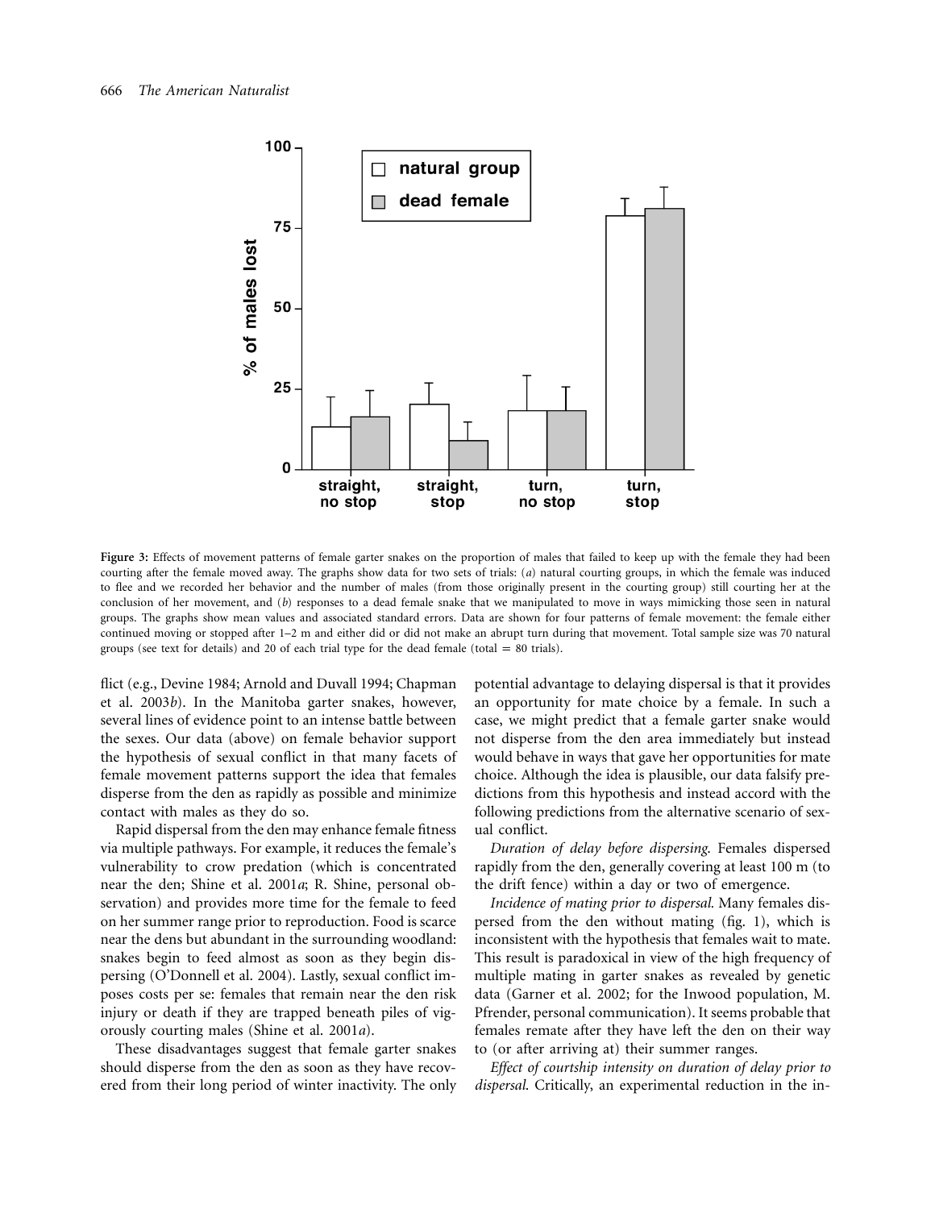**Figure 3:** Effects of movement patterns of female garter snakes on the proportion of males that failed to keep up with the female they had been courting after the female moved away. The graphs show data for two sets of trials: (*a*) natural courting groups, in which the female was induced to flee and we recorded her behavior and the number of males (from those originally present in the courting group) still courting her at the conclusion of her movement, and (*b*) responses to a dead female snake that we manipulated to move in ways mimicking those seen in natural groups. The graphs show mean values and associated standard errors. Data are shown for four patterns of female movement: the female either continued moving or stopped after 1–2 m and either did or did not make an abrupt turn during that movement. Total sample size was 70 natural groups (see text for details) and 20 of each trial type for the dead female (total = 80 trials).

flict (e.g., Devine 1984; Arnold and Duvall 1994; Chapman et al. 2003*b*). In the Manitoba garter snakes, however, several lines of evidence point to an intense battle between the sexes. Our data (above) on female behavior support the hypothesis of sexual conflict in that many facets of female movement patterns support the idea that females disperse from the den as rapidly as possible and minimize contact with males as they do so.

Rapid dispersal from the den may enhance female fitness via multiple pathways. For example, it reduces the female's vulnerability to crow predation (which is concentrated near the den; Shine et al. 2001*a*; R. Shine, personal observation) and provides more time for the female to feed on her summer range prior to reproduction. Food is scarce near the dens but abundant in the surrounding woodland: snakes begin to feed almost as soon as they begin dispersing (O'Donnell et al. 2004). Lastly, sexual conflict imposes costs per se: females that remain near the den risk injury or death if they are trapped beneath piles of vigorously courting males (Shine et al. 2001*a*).

These disadvantages suggest that female garter snakes should disperse from the den as soon as they have recovered from their long period of winter inactivity. The only potential advantage to delaying dispersal is that it provides an opportunity for mate choice by a female. In such a case, we might predict that a female garter snake would not disperse from the den area immediately but instead would behave in ways that gave her opportunities for mate choice. Although the idea is plausible, our data falsify predictions from this hypothesis and instead accord with the following predictions from the alternative scenario of sexual conflict.

*Duration of delay before dispersing.* Females dispersed rapidly from the den, generally covering at least 100 m (to the drift fence) within a day or two of emergence.

*Incidence of mating prior to dispersal.* Many females dispersed from the den without mating (fig. 1), which is inconsistent with the hypothesis that females wait to mate. This result is paradoxical in view of the high frequency of multiple mating in garter snakes as revealed by genetic data (Garner et al. 2002; for the Inwood population, M. Pfrender, personal communication). It seems probable that females remate after they have left the den on their way to (or after arriving at) their summer ranges.

*Effect of courtship intensity on duration of delay prior to dispersal.* Critically, an experimental reduction in the in-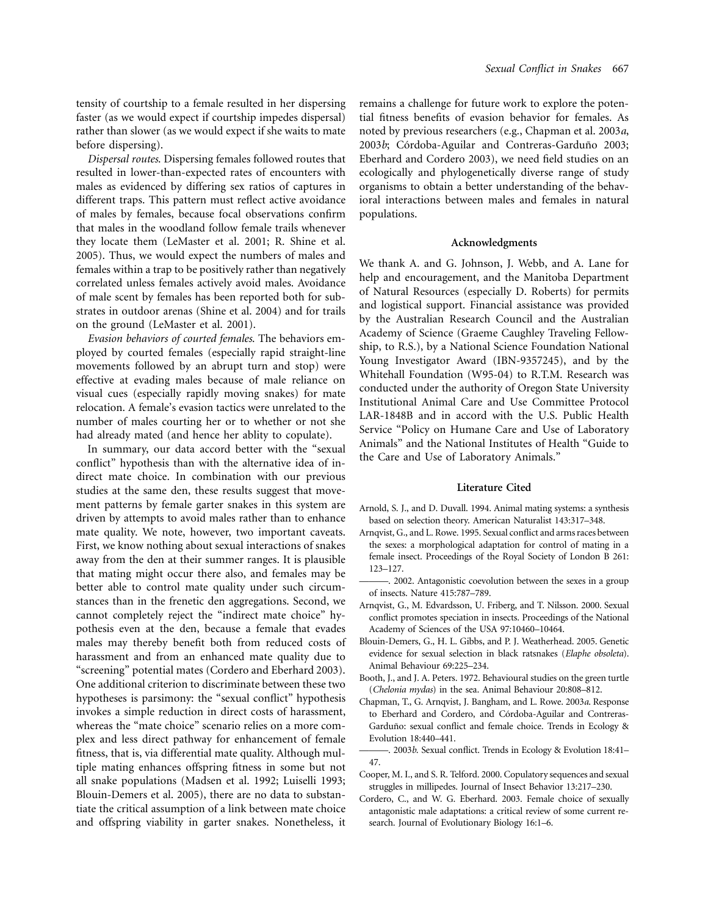tensity of courtship to a female resulted in her dispersing faster (as we would expect if courtship impedes dispersal) rather than slower (as we would expect if she waits to mate before dispersing).

*Dispersal routes.* Dispersing females followed routes that resulted in lower-than-expected rates of encounters with males as evidenced by differing sex ratios of captures in different traps. This pattern must reflect active avoidance of males by females, because focal observations confirm that males in the woodland follow female trails whenever they locate them (LeMaster et al. 2001; R. Shine et al. 2005). Thus, we would expect the numbers of males and females within a trap to be positively rather than negatively correlated unless females actively avoid males. Avoidance of male scent by females has been reported both for substrates in outdoor arenas (Shine et al. 2004) and for trails on the ground (LeMaster et al. 2001).

*Evasion behaviors of courted females.* The behaviors employed by courted females (especially rapid straight-line movements followed by an abrupt turn and stop) were effective at evading males because of male reliance on visual cues (especially rapidly moving snakes) for mate relocation. A female's evasion tactics were unrelated to the number of males courting her or to whether or not she had already mated (and hence her ablity to copulate).

In summary, our data accord better with the "sexual conflict" hypothesis than with the alternative idea of indirect mate choice. In combination with our previous studies at the same den, these results suggest that movement patterns by female garter snakes in this system are driven by attempts to avoid males rather than to enhance mate quality. We note, however, two important caveats. First, we know nothing about sexual interactions of snakes away from the den at their summer ranges. It is plausible that mating might occur there also, and females may be better able to control mate quality under such circumstances than in the frenetic den aggregations. Second, we cannot completely reject the "indirect mate choice" hypothesis even at the den, because a female that evades males may thereby benefit both from reduced costs of harassment and from an enhanced mate quality due to "screening" potential mates (Cordero and Eberhard 2003). One additional criterion to discriminate between these two hypotheses is parsimony: the "sexual conflict" hypothesis invokes a simple reduction in direct costs of harassment, whereas the "mate choice" scenario relies on a more complex and less direct pathway for enhancement of female fitness, that is, via differential mate quality. Although multiple mating enhances offspring fitness in some but not all snake populations (Madsen et al. 1992; Luiselli 1993; Blouin-Demers et al. 2005), there are no data to substantiate the critical assumption of a link between mate choice and offspring viability in garter snakes. Nonetheless, it remains a challenge for future work to explore the potential fitness benefits of evasion behavior for females. As noted by previous researchers (e.g., Chapman et al. 2003*a*, 2003*b*; Córdoba-Aguilar and Contreras-Garduño 2003; Eberhard and Cordero 2003), we need field studies on an ecologically and phylogenetically diverse range of study organisms to obtain a better understanding of the behavioral interactions between males and females in natural populations.

## Acknowledgments

We thank A. and G. Johnson, J. Webb, and A. Lane for help and encouragement, and the Manitoba Department of Natural Resources (especially D. Roberts) for permits and logistical support. Financial assistance was provided by the Australian Research Council and the Australian Academy of Science (Graeme Caughley Traveling Fellowship, to R.S.), by a National Science Foundation National Young Investigator Award (IBN-9357245), and by the Whitehall Foundation (W95-04) to R.T.M. Research was conducted under the authority of Oregon State University Institutional Animal Care and Use Committee Protocol LAR-1848B and in accord with the U.S. Public Health Service "Policy on Humane Care and Use of Laboratory Animals" and the National Institutes of Health "Guide to the Care and Use of Laboratory Animals."

## Literature Cited

Arnold, S. J., and D. Duvall. 1994. Animal mating systems: a synthesis based on selection theory. American Naturalist 143:317–348.

Arnqvist, G., and L. Rowe. 1995. Sexual conflict and arms races between the sexes: a morphological adaptation for control of mating in a female insect. Proceedings of the Royal Society of London B 261: 123–127.

———. 2002. Antagonistic coevolution between the sexes in a group of insects. Nature 415:787–789.

Arnqvist, G., M. Edvardsson, U. Friberg, and T. Nilsson. 2000. Sexual conflict promotes speciation in insects. Proceedings of the National Academy of Sciences of the USA 97:10460–10464.

Blouin-Demers, G., H. L. Gibbs, and P. J. Weatherhead. 2005. Genetic evidence for sexual selection in black ratsnakes (*Elaphe obsoleta*). Animal Behaviour 69:225–234.

Booth, J., and J. A. Peters. 1972. Behavioural studies on the green turtle (*Chelonia mydas*) in the sea. Animal Behaviour 20:808–812.

Chapman, T., G. Arnqvist, J. Bangham, and L. Rowe. 2003*a*. Response to Eberhard and Cordero, and Córdoba-Aguilar and Contreras-Garduño: sexual conflict and female choice. Trends in Ecology & Evolution 18:440–441.

———. 2003*b*. Sexual conflict. Trends in Ecology & Evolution 18:41–47.

Cooper, M. I., and S. R. Telford. 2000. Copulatory sequences and sexual struggles in millipedes. Journal of Insect Behavior 13:217–230.

Cordero, C., and W. G. Eberhard. 2003. Female choice of sexually antagonistic male adaptations: a critical review of some current research. Journal of Evolutionary Biology 16:1–6.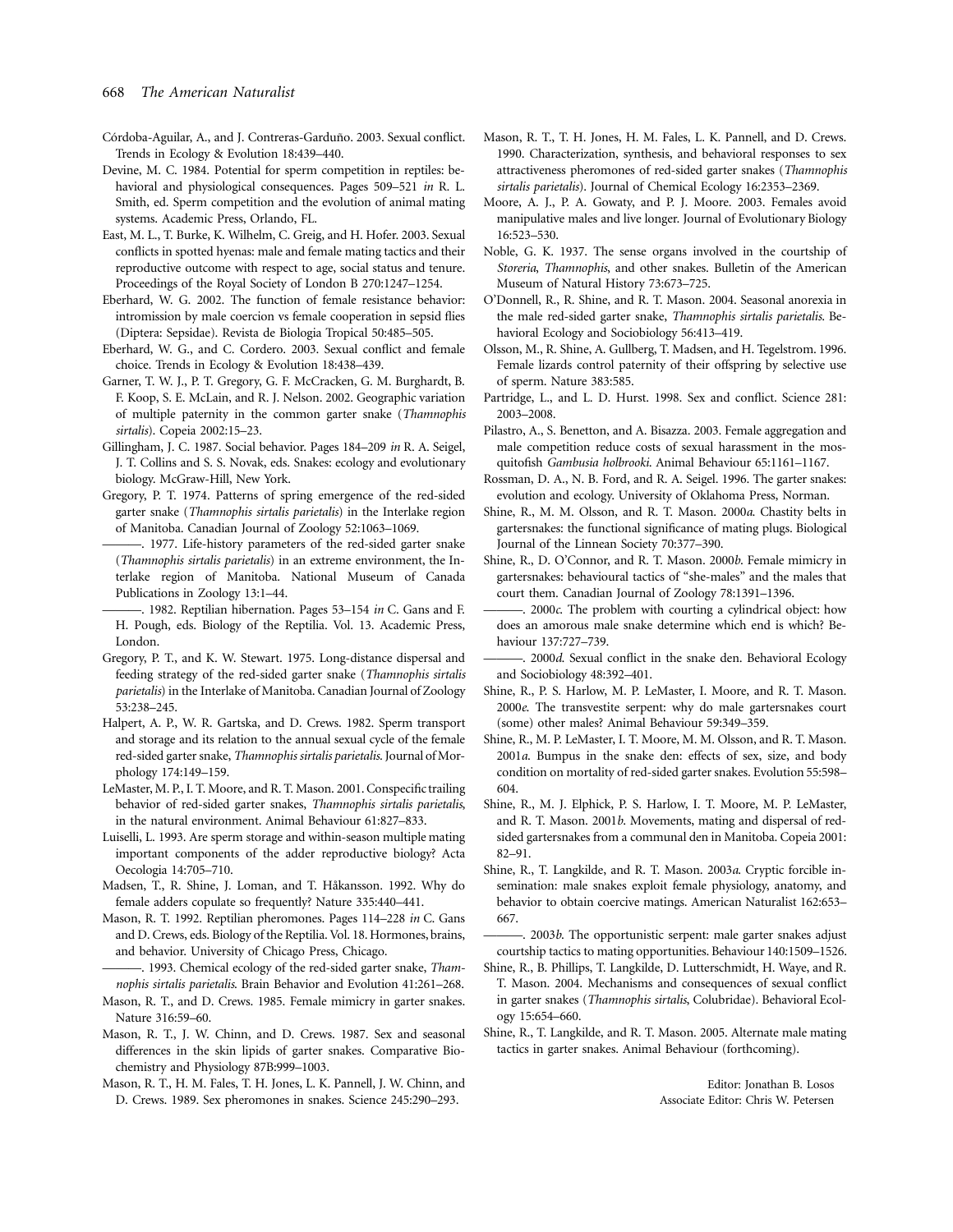Córdoba-Aguilar, A., and J. Contreras-Garduño. 2003. Sexual conflict. Trends in Ecology & Evolution 18:439–440.

Devine, M. C. 1984. Potential for sperm competition in reptiles: behavioral and physiological consequences. Pages 509–521 *in* R. L. Smith, ed. Sperm competition and the evolution of animal mating systems. Academic Press, Orlando, FL.

East, M. L., T. Burke, K. Wilhelm, C. Greig, and H. Hofer. 2003. Sexual conflicts in spotted hyenas: male and female mating tactics and their reproductive outcome with respect to age, social status and tenure. Proceedings of the Royal Society of London B 270:1247–1254.

Eberhard, W. G. 2002. The function of female resistance behavior: intromission by male coercion vs female cooperation in sepsid flies (Diptera: Sepsidae). Revista de Biologia Tropical 50:485–505.

Eberhard, W. G., and C. Cordero. 2003. Sexual conflict and female choice. Trends in Ecology & Evolution 18:438–439.

Garner, T. W. J., P. T. Gregory, G. F. McCracken, G. M. Burghardt, B. F. Koop, S. E. McLain, and R. J. Nelson. 2002. Geographic variation of multiple paternity in the common garter snake (*Thamnophis sirtalis*). Copeia 2002:15–23.

Gillingham, J. C. 1987. Social behavior. Pages 184–209 *in* R. A. Seigel, J. T. Collins and S. S. Novak, eds. Snakes: ecology and evolutionary biology. McGraw-Hill, New York.

Gregory, P. T. 1974. Patterns of spring emergence of the red-sided garter snake (*Thamnophis sirtalis parietalis*) in the Interlake region of Manitoba. Canadian Journal of Zoology 52:1063–1069.

———. 1977. Life-history parameters of the red-sided garter snake (*Thamnophis sirtalis parietalis*) in an extreme environment, the Interlake region of Manitoba. National Museum of Canada Publications in Zoology 13:1–44.

———. 1982. Reptilian hibernation. Pages 53–154 *in* C. Gans and F. H. Pough, eds. Biology of the Reptilia. Vol. 13. Academic Press, London.

Gregory, P. T., and K. W. Stewart. 1975. Long-distance dispersal and feeding strategy of the red-sided garter snake (*Thamnophis sirtalis parietalis*) in the Interlake of Manitoba. Canadian Journal of Zoology 53:238–245.

Halpert, A. P., W. R. Gartska, and D. Crews. 1982. Sperm transport and storage and its relation to the annual sexual cycle of the female red-sided garter snake, *Thamnophis sirtalis parietalis*. Journal of Morphology 174:149–159.

LeMaster, M. P., I. T. Moore, and R. T. Mason. 2001. Conspecific trailing behavior of red-sided garter snakes, *Thamnophis sirtalis parietalis*, in the natural environment. Animal Behaviour 61:827–833.

Luiselli, L. 1993. Are sperm storage and within-season multiple mating important components of the adder reproductive biology? Acta Oecologia 14:705–710.

Madsen, T., R. Shine, J. Loman, and T. Håkansson. 1992. Why do female adders copulate so frequently? Nature 335:440–441.

Mason, R. T. 1992. Reptilian pheromones. Pages 114–228 *in* C. Gans and D. Crews, eds. Biology of the Reptilia. Vol. 18. Hormones, brains, and behavior. University of Chicago Press, Chicago.

———. 1993. Chemical ecology of the red-sided garter snake, *Thamnophis sirtalis parietalis*. Brain Behavior and Evolution 41:261–268.

Mason, R. T., and D. Crews. 1985. Female mimicry in garter snakes. Nature 316:59–60.

Mason, R. T., J. W. Chinn, and D. Crews. 1987. Sex and seasonal differences in the skin lipids of garter snakes. Comparative Biochemistry and Physiology 87B:999–1003.

Mason, R. T., H. M. Fales, T. H. Jones, L. K. Pannell, J. W. Chinn, and D. Crews. 1989. Sex pheromones in snakes. Science 245:290–293.

Mason, R. T., T. H. Jones, H. M. Fales, L. K. Pannell, and D. Crews. 1990. Characterization, synthesis, and behavioral responses to sex attractiveness pheromones of red-sided garter snakes (*Thamnophis sirtalis parietalis*). Journal of Chemical Ecology 16:2353–2369.

Moore, A. J., P. A. Gowaty, and P. J. Moore. 2003. Females avoid manipulative males and live longer. Journal of Evolutionary Biology 16:523–530.

Noble, G. K. 1937. The sense organs involved in the courtship of *Storeria*, *Thamnophis*, and other snakes. Bulletin of the American Museum of Natural History 73:673–725.

O'Donnell, R., R. Shine, and R. T. Mason. 2004. Seasonal anorexia in the male red-sided garter snake, *Thamnophis sirtalis parietalis*. Behavioral Ecology and Sociobiology 56:413–419.

Olsson, M., R. Shine, A. Gullberg, T. Madsen, and H. Tegelstrom. 1996. Female lizards control paternity of their offspring by selective use of sperm. Nature 383:585.

Partridge, L., and L. D. Hurst. 1998. Sex and conflict. Science 281: 2003–2008.

Pilastro, A., S. Benetton, and A. Bisazza. 2003. Female aggregation and male competition reduce costs of sexual harassment in the mosquitofish *Gambusia holbrooki*. Animal Behaviour 65:1161–1167.

Rossman, D. A., N. B. Ford, and R. A. Seigel. 1996. The garter snakes: evolution and ecology. University of Oklahoma Press, Norman.

Shine, R., M. M. Olsson, and R. T. Mason. 2000*a*. Chastity belts in gartersnakes: the functional significance of mating plugs. Biological Journal of the Linnean Society 70:377–390.

Shine, R., D. O'Connor, and R. T. Mason. 2000*b*. Female mimicry in gartersnakes: behavioural tactics of "she-males" and the males that court them. Canadian Journal of Zoology 78:1391–1396.

———. 2000*c*. The problem with courting a cylindrical object: how does an amorous male snake determine which end is which? Behaviour 137:727–739.

———. 2000*d*. Sexual conflict in the snake den. Behavioral Ecology and Sociobiology 48:392–401.

Shine, R., P. S. Harlow, M. P. LeMaster, I. Moore, and R. T. Mason. 2000*e*. The transvestite serpent: why do male gartersnakes court (some) other males? Animal Behaviour 59:349–359.

Shine, R., M. P. LeMaster, I. T. Moore, M. M. Olsson, and R. T. Mason. 2001*a*. Bumpus in the snake den: effects of sex, size, and body condition on mortality of red-sided garter snakes. Evolution 55:598–604.

Shine, R., M. J. Elphick, P. S. Harlow, I. T. Moore, M. P. LeMaster, and R. T. Mason. 2001*b*. Movements, mating and dispersal of red-sided gartersnakes from a communal den in Manitoba. Copeia 2001: 82–91.

Shine, R., T. Langkilde, and R. T. Mason. 2003*a*. Cryptic forcible insemination: male snakes exploit female physiology, anatomy, and behavior to obtain coercive matings. American Naturalist 162:653–667.

———. 2003*b*. The opportunistic serpent: male garter snakes adjust courtship tactics to mating opportunities. Behaviour 140:1509–1526.

Shine, R., B. Phillips, T. Langkilde, D. Lutterschmidt, H. Waye, and R. T. Mason. 2004. Mechanisms and consequences of sexual conflict in garter snakes (*Thamnophis sirtalis*, Colubridae). Behavioral Ecology 15:654–660.

Shine, R., T. Langkilde, and R. T. Mason. 2005. Alternate male mating tactics in garter snakes. Animal Behaviour (forthcoming).

Editor: Jonathan B. Losos
Associate Editor: Chris W. Petersen